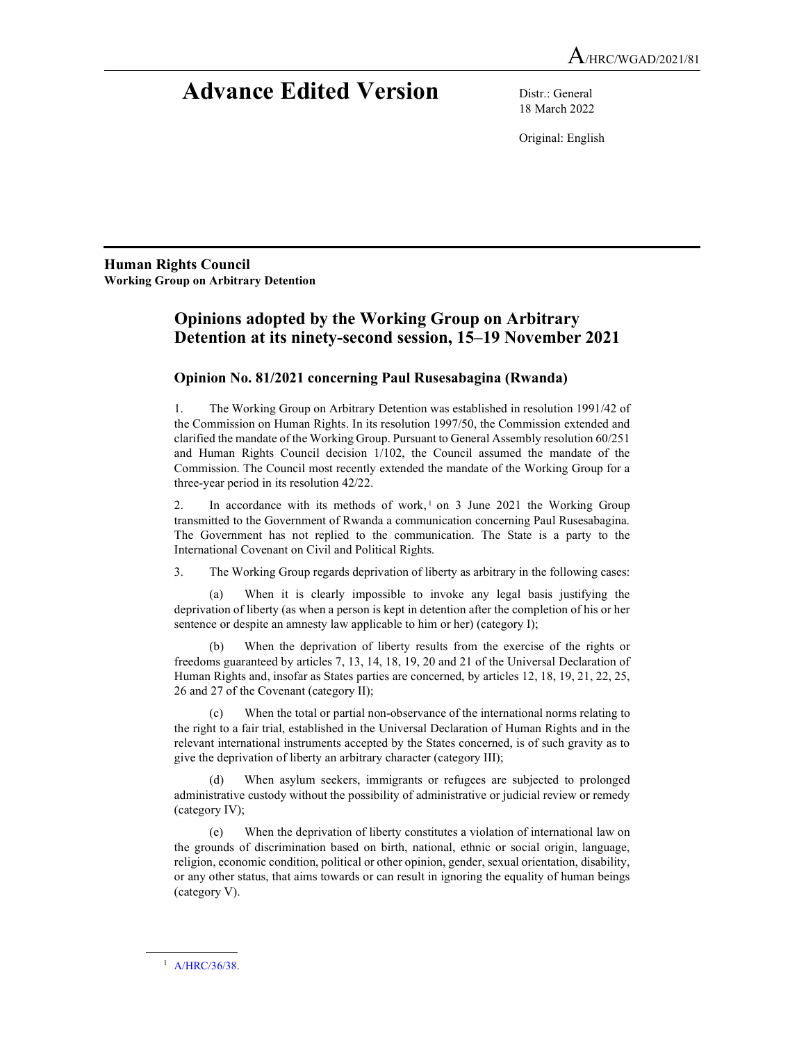A/HRC/WGAD/2021/81

# Advance Edited Version

Distr.: General
18 March 2022

Original: English

**Human Rights Council**
**Working Group on Arbitrary Detention**

## Opinions adopted by the Working Group on Arbitrary Detention at its ninety-second session, 15–19 November 2021

### Opinion No. 81/2021 concerning Paul Rusesabagina (Rwanda)

1. The Working Group on Arbitrary Detention was established in resolution 1991/42 of the Commission on Human Rights. In its resolution 1997/50, the Commission extended and clarified the mandate of the Working Group. Pursuant to General Assembly resolution 60/251 and Human Rights Council decision 1/102, the Council assumed the mandate of the Commission. The Council most recently extended the mandate of the Working Group for a three-year period in its resolution 42/22.

2. In accordance with its methods of work,[1] on 3 June 2021 the Working Group transmitted to the Government of Rwanda a communication concerning Paul Rusesabagina. The Government has not replied to the communication. The State is a party to the International Covenant on Civil and Political Rights.

3. The Working Group regards deprivation of liberty as arbitrary in the following cases:

(a) When it is clearly impossible to invoke any legal basis justifying the deprivation of liberty (as when a person is kept in detention after the completion of his or her sentence or despite an amnesty law applicable to him or her) (category I);

(b) When the deprivation of liberty results from the exercise of the rights or freedoms guaranteed by articles 7, 13, 14, 18, 19, 20 and 21 of the Universal Declaration of Human Rights and, insofar as States parties are concerned, by articles 12, 18, 19, 21, 22, 25, 26 and 27 of the Covenant (category II);

(c) When the total or partial non-observance of the international norms relating to the right to a fair trial, established in the Universal Declaration of Human Rights and in the relevant international instruments accepted by the States concerned, is of such gravity as to give the deprivation of liberty an arbitrary character (category III);

(d) When asylum seekers, immigrants or refugees are subjected to prolonged administrative custody without the possibility of administrative or judicial review or remedy (category IV);

(e) When the deprivation of liberty constitutes a violation of international law on the grounds of discrimination based on birth, national, ethnic or social origin, language, religion, economic condition, political or other opinion, gender, sexual orientation, disability, or any other status, that aims towards or can result in ignoring the equality of human beings (category V).

[1] A/HRC/36/38.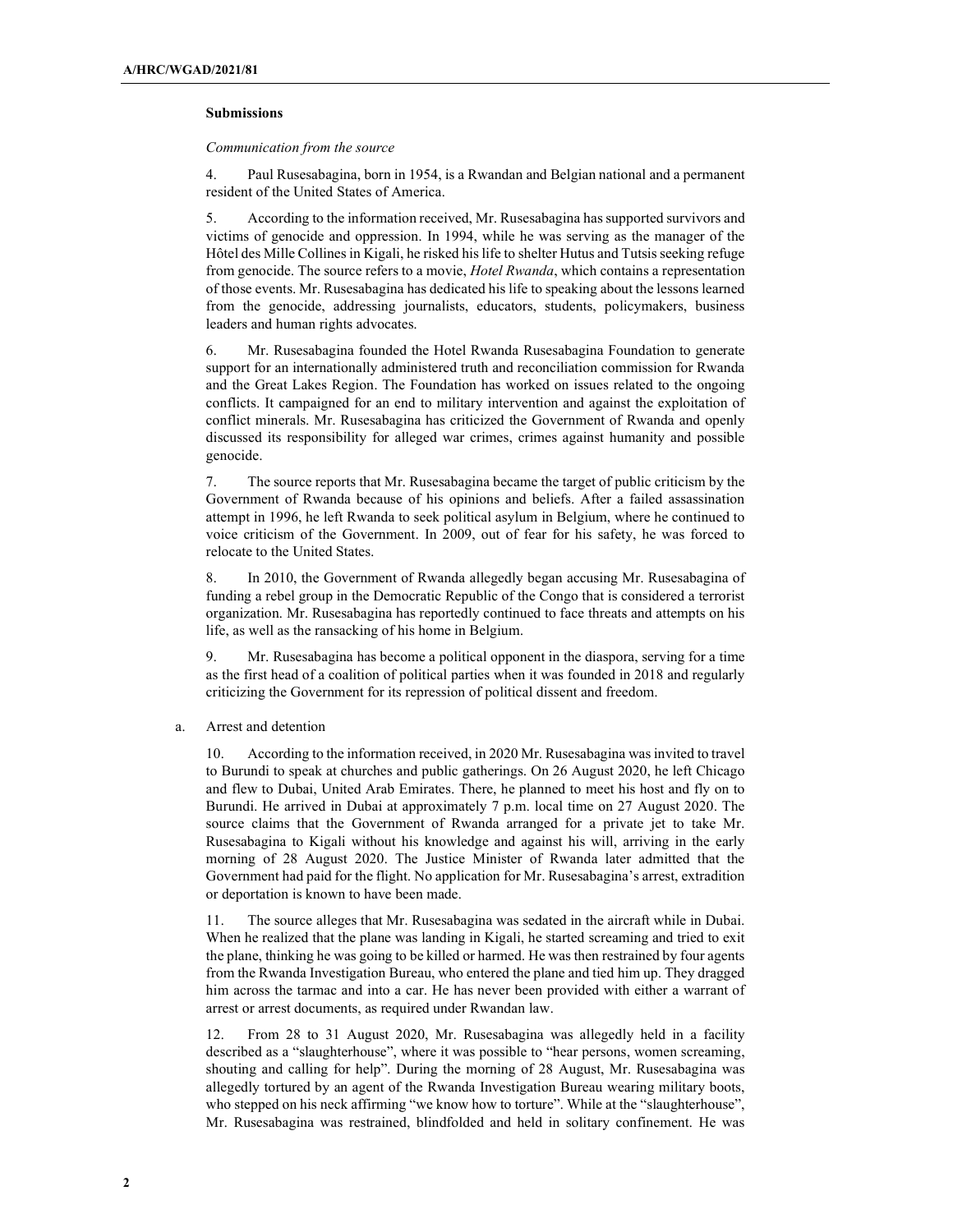### Submissions

*Communication from the source*

4. Paul Rusesabagina, born in 1954, is a Rwandan and Belgian national and a permanent resident of the United States of America.

5. According to the information received, Mr. Rusesabagina has supported survivors and victims of genocide and oppression. In 1994, while he was serving as the manager of the Hôtel des Mille Collines in Kigali, he risked his life to shelter Hutus and Tutsis seeking refuge from genocide. The source refers to a movie, *Hotel Rwanda*, which contains a representation of those events. Mr. Rusesabagina has dedicated his life to speaking about the lessons learned from the genocide, addressing journalists, educators, students, policymakers, business leaders and human rights advocates.

6. Mr. Rusesabagina founded the Hotel Rwanda Rusesabagina Foundation to generate support for an internationally administered truth and reconciliation commission for Rwanda and the Great Lakes Region. The Foundation has worked on issues related to the ongoing conflicts. It campaigned for an end to military intervention and against the exploitation of conflict minerals. Mr. Rusesabagina has criticized the Government of Rwanda and openly discussed its responsibility for alleged war crimes, crimes against humanity and possible genocide.

7. The source reports that Mr. Rusesabagina became the target of public criticism by the Government of Rwanda because of his opinions and beliefs. After a failed assassination attempt in 1996, he left Rwanda to seek political asylum in Belgium, where he continued to voice criticism of the Government. In 2009, out of fear for his safety, he was forced to relocate to the United States.

8. In 2010, the Government of Rwanda allegedly began accusing Mr. Rusesabagina of funding a rebel group in the Democratic Republic of the Congo that is considered a terrorist organization. Mr. Rusesabagina has reportedly continued to face threats and attempts on his life, as well as the ransacking of his home in Belgium.

9. Mr. Rusesabagina has become a political opponent in the diaspora, serving for a time as the first head of a coalition of political parties when it was founded in 2018 and regularly criticizing the Government for its repression of political dissent and freedom.

a. Arrest and detention

10. According to the information received, in 2020 Mr. Rusesabagina was invited to travel to Burundi to speak at churches and public gatherings. On 26 August 2020, he left Chicago and flew to Dubai, United Arab Emirates. There, he planned to meet his host and fly on to Burundi. He arrived in Dubai at approximately 7 p.m. local time on 27 August 2020. The source claims that the Government of Rwanda arranged for a private jet to take Mr. Rusesabagina to Kigali without his knowledge and against his will, arriving in the early morning of 28 August 2020. The Justice Minister of Rwanda later admitted that the Government had paid for the flight. No application for Mr. Rusesabagina's arrest, extradition or deportation is known to have been made.

11. The source alleges that Mr. Rusesabagina was sedated in the aircraft while in Dubai. When he realized that the plane was landing in Kigali, he started screaming and tried to exit the plane, thinking he was going to be killed or harmed. He was then restrained by four agents from the Rwanda Investigation Bureau, who entered the plane and tied him up. They dragged him across the tarmac and into a car. He has never been provided with either a warrant of arrest or arrest documents, as required under Rwandan law.

12. From 28 to 31 August 2020, Mr. Rusesabagina was allegedly held in a facility described as a "slaughterhouse", where it was possible to "hear persons, women screaming, shouting and calling for help". During the morning of 28 August, Mr. Rusesabagina was allegedly tortured by an agent of the Rwanda Investigation Bureau wearing military boots, who stepped on his neck affirming "we know how to torture". While at the "slaughterhouse", Mr. Rusesabagina was restrained, blindfolded and held in solitary confinement. He was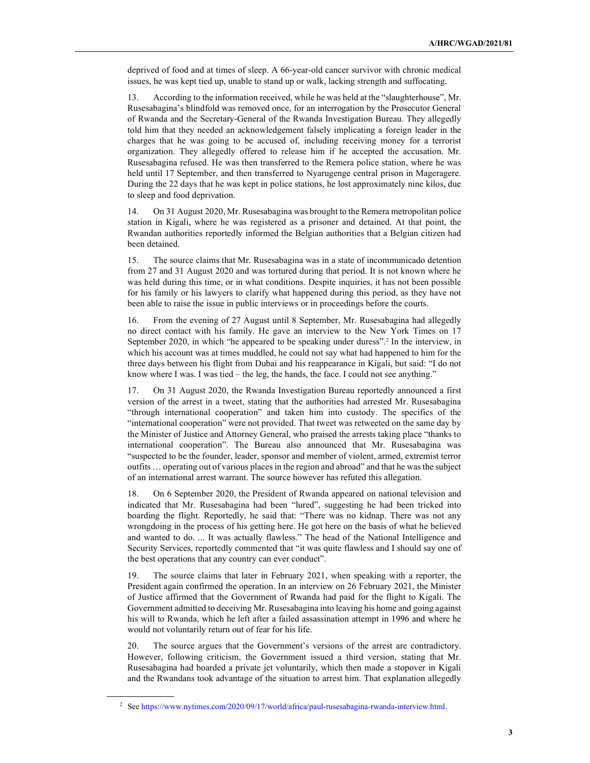deprived of food and at times of sleep. A 66-year-old cancer survivor with chronic medical issues, he was kept tied up, unable to stand up or walk, lacking strength and suffocating.

13. According to the information received, while he was held at the "slaughterhouse", Mr. Rusesabagina's blindfold was removed once, for an interrogation by the Prosecutor General of Rwanda and the Secretary-General of the Rwanda Investigation Bureau. They allegedly told him that they needed an acknowledgement falsely implicating a foreign leader in the charges that he was going to be accused of, including receiving money for a terrorist organization. They allegedly offered to release him if he accepted the accusation. Mr. Rusesabagina refused. He was then transferred to the Remera police station, where he was held until 17 September, and then transferred to Nyarugenge central prison in Mageragere. During the 22 days that he was kept in police stations, he lost approximately nine kilos, due to sleep and food deprivation.

14. On 31 August 2020, Mr. Rusesabagina was brought to the Remera metropolitan police station in Kigali, where he was registered as a prisoner and detained. At that point, the Rwandan authorities reportedly informed the Belgian authorities that a Belgian citizen had been detained.

15. The source claims that Mr. Rusesabagina was in a state of incommunicado detention from 27 and 31 August 2020 and was tortured during that period. It is not known where he was held during this time, or in what conditions. Despite inquiries, it has not been possible for his family or his lawyers to clarify what happened during this period, as they have not been able to raise the issue in public interviews or in proceedings before the courts.

16. From the evening of 27 August until 8 September, Mr. Rusesabagina had allegedly no direct contact with his family. He gave an interview to the New York Times on 17 September 2020, in which "he appeared to be speaking under duress".[2] In the interview, in which his account was at times muddled, he could not say what had happened to him for the three days between his flight from Dubai and his reappearance in Kigali, but said: "I do not know where I was. I was tied – the leg, the hands, the face. I could not see anything."

17. On 31 August 2020, the Rwanda Investigation Bureau reportedly announced a first version of the arrest in a tweet, stating that the authorities had arrested Mr. Rusesabagina "through international cooperation" and taken him into custody. The specifics of the "international cooperation" were not provided. That tweet was retweeted on the same day by the Minister of Justice and Attorney General, who praised the arrests taking place "thanks to international cooperation". The Bureau also announced that Mr. Rusesabagina was "suspected to be the founder, leader, sponsor and member of violent, armed, extremist terror outfits … operating out of various places in the region and abroad" and that he was the subject of an international arrest warrant. The source however has refuted this allegation.

18. On 6 September 2020, the President of Rwanda appeared on national television and indicated that Mr. Rusesabagina had been "lured", suggesting he had been tricked into boarding the flight. Reportedly, he said that: "There was no kidnap. There was not any wrongdoing in the process of his getting here. He got here on the basis of what he believed and wanted to do. ... It was actually flawless." The head of the National Intelligence and Security Services, reportedly commented that "it was quite flawless and I should say one of the best operations that any country can ever conduct".

19. The source claims that later in February 2021, when speaking with a reporter, the President again confirmed the operation. In an interview on 26 February 2021, the Minister of Justice affirmed that the Government of Rwanda had paid for the flight to Kigali. The Government admitted to deceiving Mr. Rusesabagina into leaving his home and going against his will to Rwanda, which he left after a failed assassination attempt in 1996 and where he would not voluntarily return out of fear for his life.

20. The source argues that the Government's versions of the arrest are contradictory. However, following criticism, the Government issued a third version, stating that Mr. Rusesabagina had boarded a private jet voluntarily, which then made a stopover in Kigali and the Rwandans took advantage of the situation to arrest him. That explanation allegedly

[2] See https://www.nytimes.com/2020/09/17/world/africa/paul-rusesabagina-rwanda-interview.html.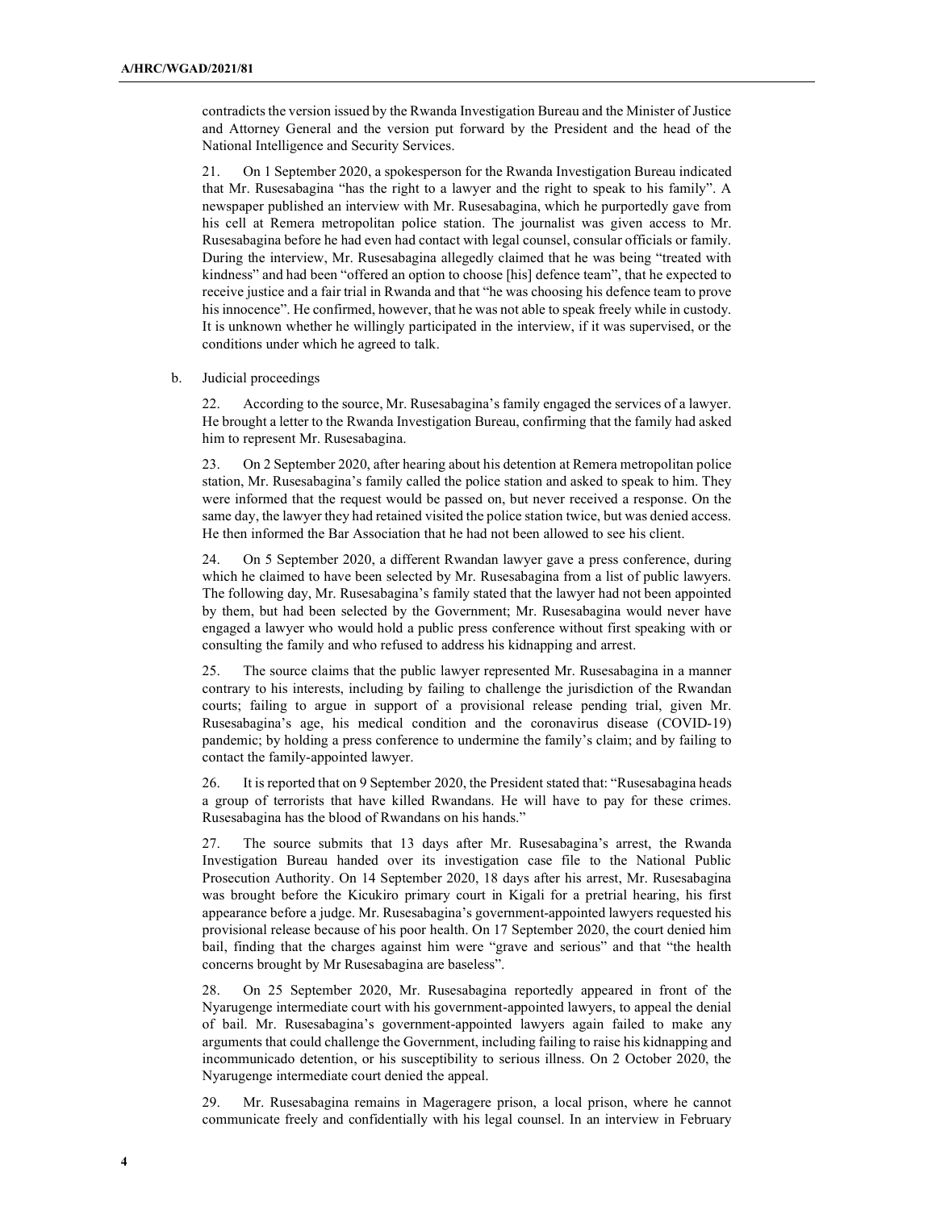contradicts the version issued by the Rwanda Investigation Bureau and the Minister of Justice and Attorney General and the version put forward by the President and the head of the National Intelligence and Security Services.

21. On 1 September 2020, a spokesperson for the Rwanda Investigation Bureau indicated that Mr. Rusesabagina "has the right to a lawyer and the right to speak to his family". A newspaper published an interview with Mr. Rusesabagina, which he purportedly gave from his cell at Remera metropolitan police station. The journalist was given access to Mr. Rusesabagina before he had even had contact with legal counsel, consular officials or family. During the interview, Mr. Rusesabagina allegedly claimed that he was being "treated with kindness" and had been "offered an option to choose [his] defence team", that he expected to receive justice and a fair trial in Rwanda and that "he was choosing his defence team to prove his innocence". He confirmed, however, that he was not able to speak freely while in custody. It is unknown whether he willingly participated in the interview, if it was supervised, or the conditions under which he agreed to talk.

b. Judicial proceedings

22. According to the source, Mr. Rusesabagina's family engaged the services of a lawyer. He brought a letter to the Rwanda Investigation Bureau, confirming that the family had asked him to represent Mr. Rusesabagina.

23. On 2 September 2020, after hearing about his detention at Remera metropolitan police station, Mr. Rusesabagina's family called the police station and asked to speak to him. They were informed that the request would be passed on, but never received a response. On the same day, the lawyer they had retained visited the police station twice, but was denied access. He then informed the Bar Association that he had not been allowed to see his client.

24. On 5 September 2020, a different Rwandan lawyer gave a press conference, during which he claimed to have been selected by Mr. Rusesabagina from a list of public lawyers. The following day, Mr. Rusesabagina's family stated that the lawyer had not been appointed by them, but had been selected by the Government; Mr. Rusesabagina would never have engaged a lawyer who would hold a public press conference without first speaking with or consulting the family and who refused to address his kidnapping and arrest.

25. The source claims that the public lawyer represented Mr. Rusesabagina in a manner contrary to his interests, including by failing to challenge the jurisdiction of the Rwandan courts; failing to argue in support of a provisional release pending trial, given Mr. Rusesabagina's age, his medical condition and the coronavirus disease (COVID-19) pandemic; by holding a press conference to undermine the family's claim; and by failing to contact the family-appointed lawyer.

26. It is reported that on 9 September 2020, the President stated that: "Rusesabagina heads a group of terrorists that have killed Rwandans. He will have to pay for these crimes. Rusesabagina has the blood of Rwandans on his hands."

27. The source submits that 13 days after Mr. Rusesabagina's arrest, the Rwanda Investigation Bureau handed over its investigation case file to the National Public Prosecution Authority. On 14 September 2020, 18 days after his arrest, Mr. Rusesabagina was brought before the Kicukiro primary court in Kigali for a pretrial hearing, his first appearance before a judge. Mr. Rusesabagina's government-appointed lawyers requested his provisional release because of his poor health. On 17 September 2020, the court denied him bail, finding that the charges against him were "grave and serious" and that "the health concerns brought by Mr Rusesabagina are baseless".

28. On 25 September 2020, Mr. Rusesabagina reportedly appeared in front of the Nyarugenge intermediate court with his government-appointed lawyers, to appeal the denial of bail. Mr. Rusesabagina's government-appointed lawyers again failed to make any arguments that could challenge the Government, including failing to raise his kidnapping and incommunicado detention, or his susceptibility to serious illness. On 2 October 2020, the Nyarugenge intermediate court denied the appeal.

29. Mr. Rusesabagina remains in Mageragere prison, a local prison, where he cannot communicate freely and confidentially with his legal counsel. In an interview in February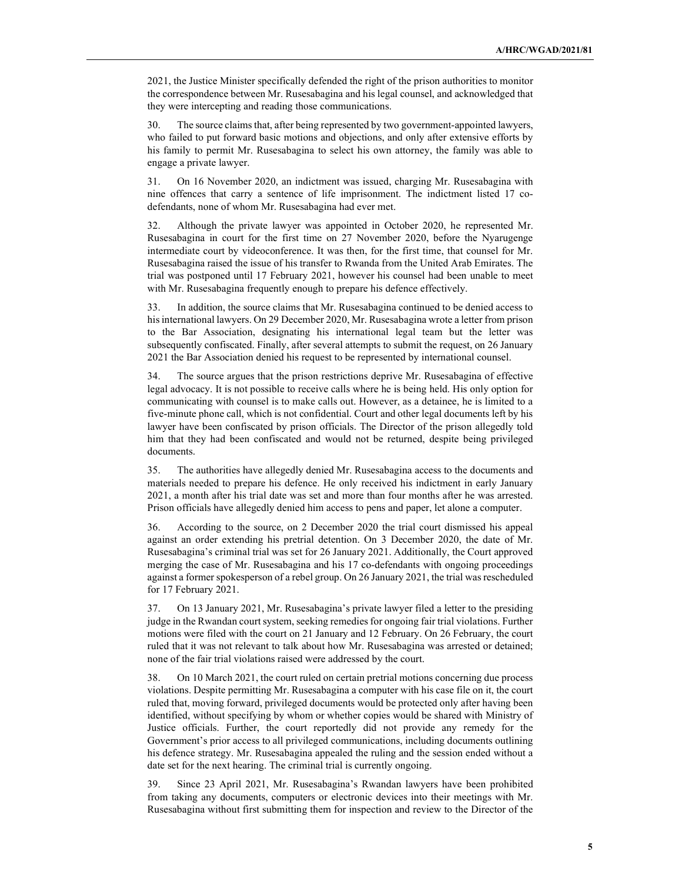2021, the Justice Minister specifically defended the right of the prison authorities to monitor the correspondence between Mr. Rusesabagina and his legal counsel, and acknowledged that they were intercepting and reading those communications.

30. The source claims that, after being represented by two government-appointed lawyers, who failed to put forward basic motions and objections, and only after extensive efforts by his family to permit Mr. Rusesabagina to select his own attorney, the family was able to engage a private lawyer.

31. On 16 November 2020, an indictment was issued, charging Mr. Rusesabagina with nine offences that carry a sentence of life imprisonment. The indictment listed 17 co-defendants, none of whom Mr. Rusesabagina had ever met.

32. Although the private lawyer was appointed in October 2020, he represented Mr. Rusesabagina in court for the first time on 27 November 2020, before the Nyarugenge intermediate court by videoconference. It was then, for the first time, that counsel for Mr. Rusesabagina raised the issue of his transfer to Rwanda from the United Arab Emirates. The trial was postponed until 17 February 2021, however his counsel had been unable to meet with Mr. Rusesabagina frequently enough to prepare his defence effectively.

33. In addition, the source claims that Mr. Rusesabagina continued to be denied access to his international lawyers. On 29 December 2020, Mr. Rusesabagina wrote a letter from prison to the Bar Association, designating his international legal team but the letter was subsequently confiscated. Finally, after several attempts to submit the request, on 26 January 2021 the Bar Association denied his request to be represented by international counsel.

34. The source argues that the prison restrictions deprive Mr. Rusesabagina of effective legal advocacy. It is not possible to receive calls where he is being held. His only option for communicating with counsel is to make calls out. However, as a detainee, he is limited to a five-minute phone call, which is not confidential. Court and other legal documents left by his lawyer have been confiscated by prison officials. The Director of the prison allegedly told him that they had been confiscated and would not be returned, despite being privileged documents.

35. The authorities have allegedly denied Mr. Rusesabagina access to the documents and materials needed to prepare his defence. He only received his indictment in early January 2021, a month after his trial date was set and more than four months after he was arrested. Prison officials have allegedly denied him access to pens and paper, let alone a computer.

36. According to the source, on 2 December 2020 the trial court dismissed his appeal against an order extending his pretrial detention. On 3 December 2020, the date of Mr. Rusesabagina's criminal trial was set for 26 January 2021. Additionally, the Court approved merging the case of Mr. Rusesabagina and his 17 co-defendants with ongoing proceedings against a former spokesperson of a rebel group. On 26 January 2021, the trial was rescheduled for 17 February 2021.

37. On 13 January 2021, Mr. Rusesabagina's private lawyer filed a letter to the presiding judge in the Rwandan court system, seeking remedies for ongoing fair trial violations. Further motions were filed with the court on 21 January and 12 February. On 26 February, the court ruled that it was not relevant to talk about how Mr. Rusesabagina was arrested or detained; none of the fair trial violations raised were addressed by the court.

38. On 10 March 2021, the court ruled on certain pretrial motions concerning due process violations. Despite permitting Mr. Rusesabagina a computer with his case file on it, the court ruled that, moving forward, privileged documents would be protected only after having been identified, without specifying by whom or whether copies would be shared with Ministry of Justice officials. Further, the court reportedly did not provide any remedy for the Government's prior access to all privileged communications, including documents outlining his defence strategy. Mr. Rusesabagina appealed the ruling and the session ended without a date set for the next hearing. The criminal trial is currently ongoing.

39. Since 23 April 2021, Mr. Rusesabagina's Rwandan lawyers have been prohibited from taking any documents, computers or electronic devices into their meetings with Mr. Rusesabagina without first submitting them for inspection and review to the Director of the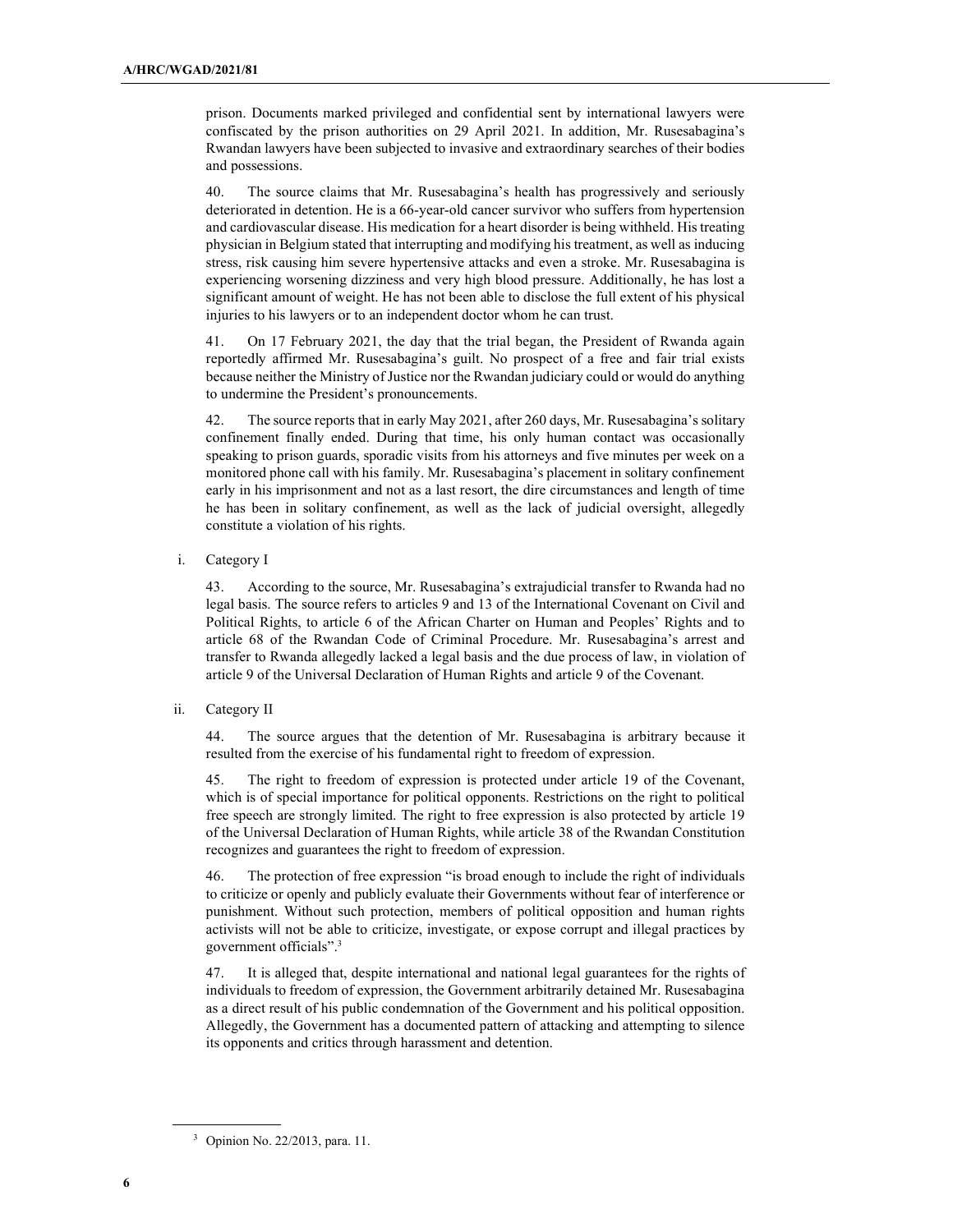prison. Documents marked privileged and confidential sent by international lawyers were confiscated by the prison authorities on 29 April 2021. In addition, Mr. Rusesabagina's Rwandan lawyers have been subjected to invasive and extraordinary searches of their bodies and possessions.

40. The source claims that Mr. Rusesabagina's health has progressively and seriously deteriorated in detention. He is a 66-year-old cancer survivor who suffers from hypertension and cardiovascular disease. His medication for a heart disorder is being withheld. His treating physician in Belgium stated that interrupting and modifying his treatment, as well as inducing stress, risk causing him severe hypertensive attacks and even a stroke. Mr. Rusesabagina is experiencing worsening dizziness and very high blood pressure. Additionally, he has lost a significant amount of weight. He has not been able to disclose the full extent of his physical injuries to his lawyers or to an independent doctor whom he can trust.

41. On 17 February 2021, the day that the trial began, the President of Rwanda again reportedly affirmed Mr. Rusesabagina's guilt. No prospect of a free and fair trial exists because neither the Ministry of Justice nor the Rwandan judiciary could or would do anything to undermine the President's pronouncements.

42. The source reports that in early May 2021, after 260 days, Mr. Rusesabagina's solitary confinement finally ended. During that time, his only human contact was occasionally speaking to prison guards, sporadic visits from his attorneys and five minutes per week on a monitored phone call with his family. Mr. Rusesabagina's placement in solitary confinement early in his imprisonment and not as a last resort, the dire circumstances and length of time he has been in solitary confinement, as well as the lack of judicial oversight, allegedly constitute a violation of his rights.

i. Category I

43. According to the source, Mr. Rusesabagina's extrajudicial transfer to Rwanda had no legal basis. The source refers to articles 9 and 13 of the International Covenant on Civil and Political Rights, to article 6 of the African Charter on Human and Peoples' Rights and to article 68 of the Rwandan Code of Criminal Procedure. Mr. Rusesabagina's arrest and transfer to Rwanda allegedly lacked a legal basis and the due process of law, in violation of article 9 of the Universal Declaration of Human Rights and article 9 of the Covenant.

ii. Category II

44. The source argues that the detention of Mr. Rusesabagina is arbitrary because it resulted from the exercise of his fundamental right to freedom of expression.

45. The right to freedom of expression is protected under article 19 of the Covenant, which is of special importance for political opponents. Restrictions on the right to political free speech are strongly limited. The right to free expression is also protected by article 19 of the Universal Declaration of Human Rights, while article 38 of the Rwandan Constitution recognizes and guarantees the right to freedom of expression.

46. The protection of free expression "is broad enough to include the right of individuals to criticize or openly and publicly evaluate their Governments without fear of interference or punishment. Without such protection, members of political opposition and human rights activists will not be able to criticize, investigate, or expose corrupt and illegal practices by government officials".[3]

47. It is alleged that, despite international and national legal guarantees for the rights of individuals to freedom of expression, the Government arbitrarily detained Mr. Rusesabagina as a direct result of his public condemnation of the Government and his political opposition. Allegedly, the Government has a documented pattern of attacking and attempting to silence its opponents and critics through harassment and detention.

[3] Opinion No. 22/2013, para. 11.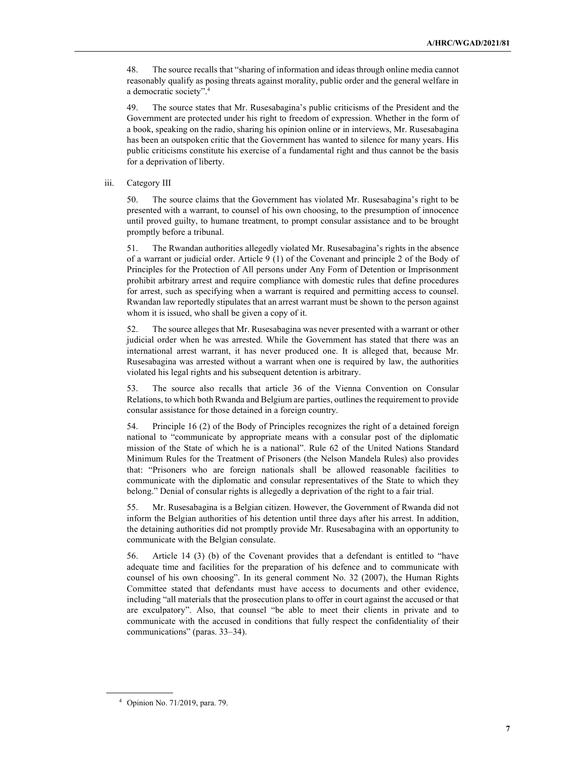48. The source recalls that "sharing of information and ideas through online media cannot reasonably qualify as posing threats against morality, public order and the general welfare in a democratic society".[4]

49. The source states that Mr. Rusesabagina's public criticisms of the President and the Government are protected under his right to freedom of expression. Whether in the form of a book, speaking on the radio, sharing his opinion online or in interviews, Mr. Rusesabagina has been an outspoken critic that the Government has wanted to silence for many years. His public criticisms constitute his exercise of a fundamental right and thus cannot be the basis for a deprivation of liberty.

iii. Category III

50. The source claims that the Government has violated Mr. Rusesabagina's right to be presented with a warrant, to counsel of his own choosing, to the presumption of innocence until proved guilty, to humane treatment, to prompt consular assistance and to be brought promptly before a tribunal.

51. The Rwandan authorities allegedly violated Mr. Rusesabagina's rights in the absence of a warrant or judicial order. Article 9 (1) of the Covenant and principle 2 of the Body of Principles for the Protection of All persons under Any Form of Detention or Imprisonment prohibit arbitrary arrest and require compliance with domestic rules that define procedures for arrest, such as specifying when a warrant is required and permitting access to counsel. Rwandan law reportedly stipulates that an arrest warrant must be shown to the person against whom it is issued, who shall be given a copy of it.

52. The source alleges that Mr. Rusesabagina was never presented with a warrant or other judicial order when he was arrested. While the Government has stated that there was an international arrest warrant, it has never produced one. It is alleged that, because Mr. Rusesabagina was arrested without a warrant when one is required by law, the authorities violated his legal rights and his subsequent detention is arbitrary.

53. The source also recalls that article 36 of the Vienna Convention on Consular Relations, to which both Rwanda and Belgium are parties, outlines the requirement to provide consular assistance for those detained in a foreign country.

54. Principle 16 (2) of the Body of Principles recognizes the right of a detained foreign national to "communicate by appropriate means with a consular post of the diplomatic mission of the State of which he is a national". Rule 62 of the United Nations Standard Minimum Rules for the Treatment of Prisoners (the Nelson Mandela Rules) also provides that: "Prisoners who are foreign nationals shall be allowed reasonable facilities to communicate with the diplomatic and consular representatives of the State to which they belong." Denial of consular rights is allegedly a deprivation of the right to a fair trial.

55. Mr. Rusesabagina is a Belgian citizen. However, the Government of Rwanda did not inform the Belgian authorities of his detention until three days after his arrest. In addition, the detaining authorities did not promptly provide Mr. Rusesabagina with an opportunity to communicate with the Belgian consulate.

56. Article 14 (3) (b) of the Covenant provides that a defendant is entitled to "have adequate time and facilities for the preparation of his defence and to communicate with counsel of his own choosing". In its general comment No. 32 (2007), the Human Rights Committee stated that defendants must have access to documents and other evidence, including "all materials that the prosecution plans to offer in court against the accused or that are exculpatory". Also, that counsel "be able to meet their clients in private and to communicate with the accused in conditions that fully respect the confidentiality of their communications" (paras. 33–34).

---

[4] Opinion No. 71/2019, para. 79.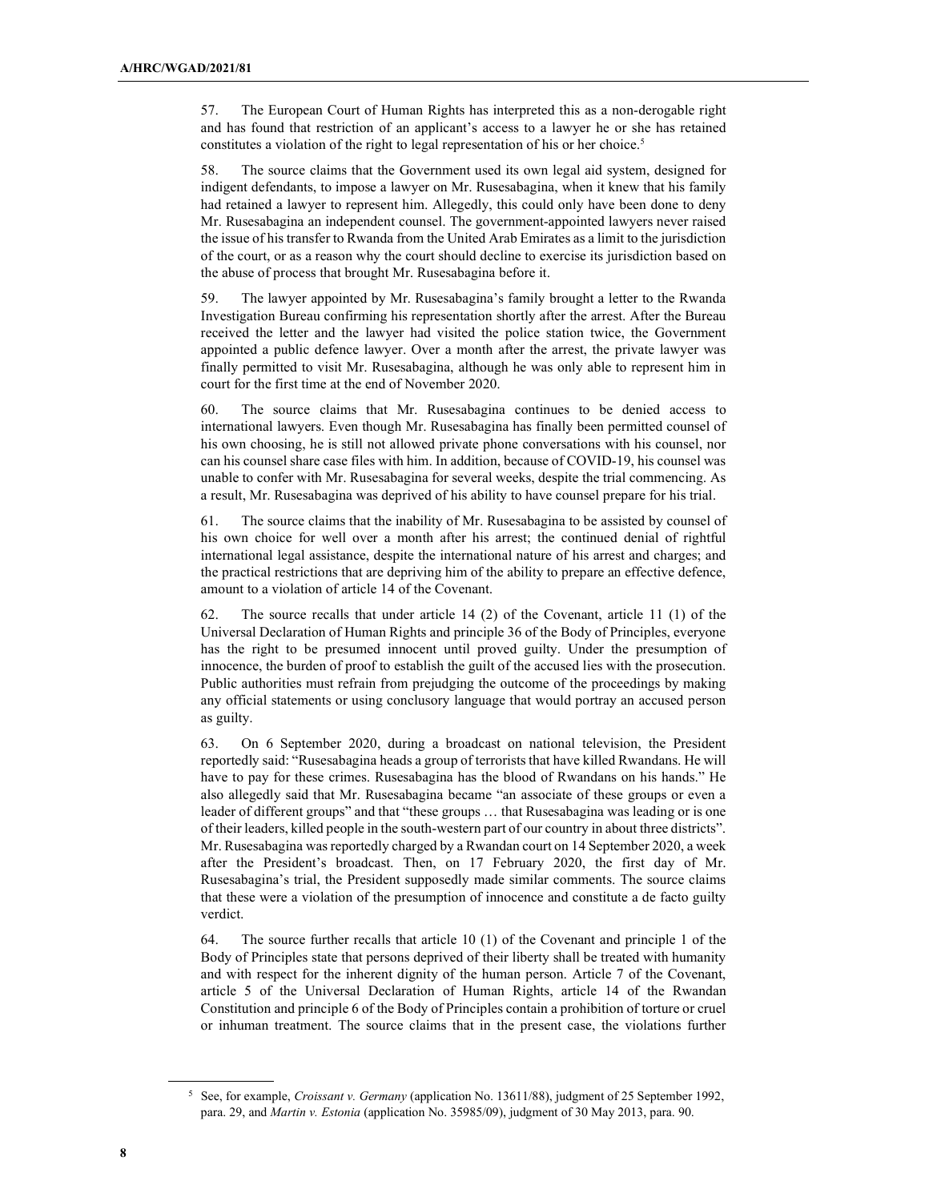57. The European Court of Human Rights has interpreted this as a non-derogable right and has found that restriction of an applicant's access to a lawyer he or she has retained constitutes a violation of the right to legal representation of his or her choice.[5]

58. The source claims that the Government used its own legal aid system, designed for indigent defendants, to impose a lawyer on Mr. Rusesabagina, when it knew that his family had retained a lawyer to represent him. Allegedly, this could only have been done to deny Mr. Rusesabagina an independent counsel. The government-appointed lawyers never raised the issue of his transfer to Rwanda from the United Arab Emirates as a limit to the jurisdiction of the court, or as a reason why the court should decline to exercise its jurisdiction based on the abuse of process that brought Mr. Rusesabagina before it.

59. The lawyer appointed by Mr. Rusesabagina's family brought a letter to the Rwanda Investigation Bureau confirming his representation shortly after the arrest. After the Bureau received the letter and the lawyer had visited the police station twice, the Government appointed a public defence lawyer. Over a month after the arrest, the private lawyer was finally permitted to visit Mr. Rusesabagina, although he was only able to represent him in court for the first time at the end of November 2020.

60. The source claims that Mr. Rusesabagina continues to be denied access to international lawyers. Even though Mr. Rusesabagina has finally been permitted counsel of his own choosing, he is still not allowed private phone conversations with his counsel, nor can his counsel share case files with him. In addition, because of COVID-19, his counsel was unable to confer with Mr. Rusesabagina for several weeks, despite the trial commencing. As a result, Mr. Rusesabagina was deprived of his ability to have counsel prepare for his trial.

61. The source claims that the inability of Mr. Rusesabagina to be assisted by counsel of his own choice for well over a month after his arrest; the continued denial of rightful international legal assistance, despite the international nature of his arrest and charges; and the practical restrictions that are depriving him of the ability to prepare an effective defence, amount to a violation of article 14 of the Covenant.

62. The source recalls that under article 14 (2) of the Covenant, article 11 (1) of the Universal Declaration of Human Rights and principle 36 of the Body of Principles, everyone has the right to be presumed innocent until proved guilty. Under the presumption of innocence, the burden of proof to establish the guilt of the accused lies with the prosecution. Public authorities must refrain from prejudging the outcome of the proceedings by making any official statements or using conclusory language that would portray an accused person as guilty.

63. On 6 September 2020, during a broadcast on national television, the President reportedly said: "Rusesabagina heads a group of terrorists that have killed Rwandans. He will have to pay for these crimes. Rusesabagina has the blood of Rwandans on his hands." He also allegedly said that Mr. Rusesabagina became "an associate of these groups or even a leader of different groups" and that "these groups … that Rusesabagina was leading or is one of their leaders, killed people in the south-western part of our country in about three districts". Mr. Rusesabagina was reportedly charged by a Rwandan court on 14 September 2020, a week after the President's broadcast. Then, on 17 February 2020, the first day of Mr. Rusesabagina's trial, the President supposedly made similar comments. The source claims that these were a violation of the presumption of innocence and constitute a de facto guilty verdict.

64. The source further recalls that article 10 (1) of the Covenant and principle 1 of the Body of Principles state that persons deprived of their liberty shall be treated with humanity and with respect for the inherent dignity of the human person. Article 7 of the Covenant, article 5 of the Universal Declaration of Human Rights, article 14 of the Rwandan Constitution and principle 6 of the Body of Principles contain a prohibition of torture or cruel or inhuman treatment. The source claims that in the present case, the violations further

[5] See, for example, *Croissant v. Germany* (application No. 13611/88), judgment of 25 September 1992, para. 29, and *Martin v. Estonia* (application No. 35985/09), judgment of 30 May 2013, para. 90.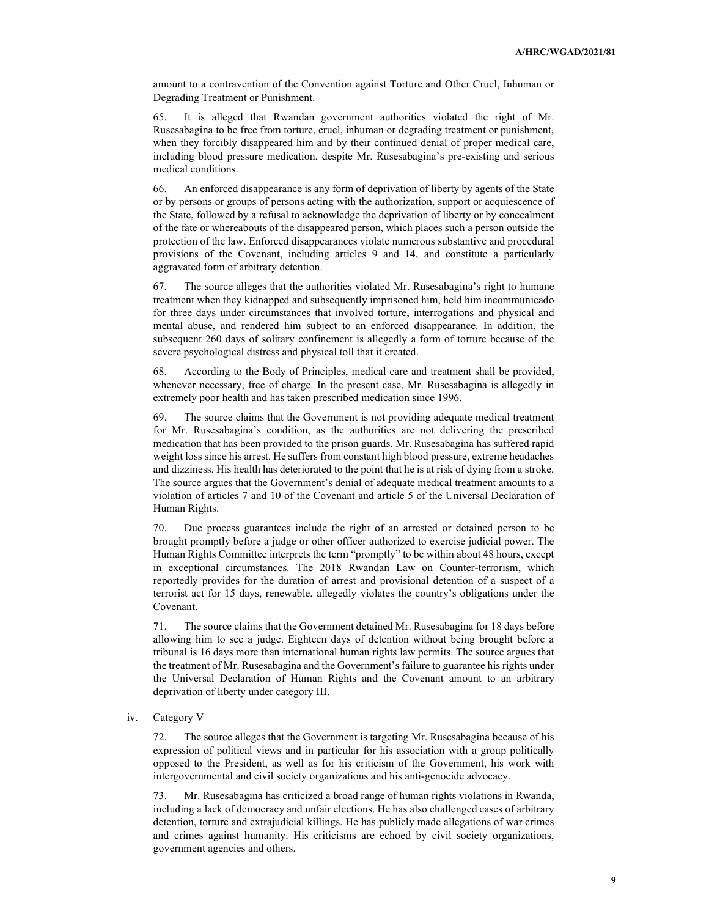amount to a contravention of the Convention against Torture and Other Cruel, Inhuman or Degrading Treatment or Punishment.

65. It is alleged that Rwandan government authorities violated the right of Mr. Rusesabagina to be free from torture, cruel, inhuman or degrading treatment or punishment, when they forcibly disappeared him and by their continued denial of proper medical care, including blood pressure medication, despite Mr. Rusesabagina's pre-existing and serious medical conditions.

66. An enforced disappearance is any form of deprivation of liberty by agents of the State or by persons or groups of persons acting with the authorization, support or acquiescence of the State, followed by a refusal to acknowledge the deprivation of liberty or by concealment of the fate or whereabouts of the disappeared person, which places such a person outside the protection of the law. Enforced disappearances violate numerous substantive and procedural provisions of the Covenant, including articles 9 and 14, and constitute a particularly aggravated form of arbitrary detention.

67. The source alleges that the authorities violated Mr. Rusesabagina's right to humane treatment when they kidnapped and subsequently imprisoned him, held him incommunicado for three days under circumstances that involved torture, interrogations and physical and mental abuse, and rendered him subject to an enforced disappearance. In addition, the subsequent 260 days of solitary confinement is allegedly a form of torture because of the severe psychological distress and physical toll that it created.

68. According to the Body of Principles, medical care and treatment shall be provided, whenever necessary, free of charge. In the present case, Mr. Rusesabagina is allegedly in extremely poor health and has taken prescribed medication since 1996.

69. The source claims that the Government is not providing adequate medical treatment for Mr. Rusesabagina's condition, as the authorities are not delivering the prescribed medication that has been provided to the prison guards. Mr. Rusesabagina has suffered rapid weight loss since his arrest. He suffers from constant high blood pressure, extreme headaches and dizziness. His health has deteriorated to the point that he is at risk of dying from a stroke. The source argues that the Government's denial of adequate medical treatment amounts to a violation of articles 7 and 10 of the Covenant and article 5 of the Universal Declaration of Human Rights.

70. Due process guarantees include the right of an arrested or detained person to be brought promptly before a judge or other officer authorized to exercise judicial power. The Human Rights Committee interprets the term "promptly" to be within about 48 hours, except in exceptional circumstances. The 2018 Rwandan Law on Counter-terrorism, which reportedly provides for the duration of arrest and provisional detention of a suspect of a terrorist act for 15 days, renewable, allegedly violates the country's obligations under the Covenant.

71. The source claims that the Government detained Mr. Rusesabagina for 18 days before allowing him to see a judge. Eighteen days of detention without being brought before a tribunal is 16 days more than international human rights law permits. The source argues that the treatment of Mr. Rusesabagina and the Government's failure to guarantee his rights under the Universal Declaration of Human Rights and the Covenant amount to an arbitrary deprivation of liberty under category III.

iv. Category V

72. The source alleges that the Government is targeting Mr. Rusesabagina because of his expression of political views and in particular for his association with a group politically opposed to the President, as well as for his criticism of the Government, his work with intergovernmental and civil society organizations and his anti-genocide advocacy.

73. Mr. Rusesabagina has criticized a broad range of human rights violations in Rwanda, including a lack of democracy and unfair elections. He has also challenged cases of arbitrary detention, torture and extrajudicial killings. He has publicly made allegations of war crimes and crimes against humanity. His criticisms are echoed by civil society organizations, government agencies and others.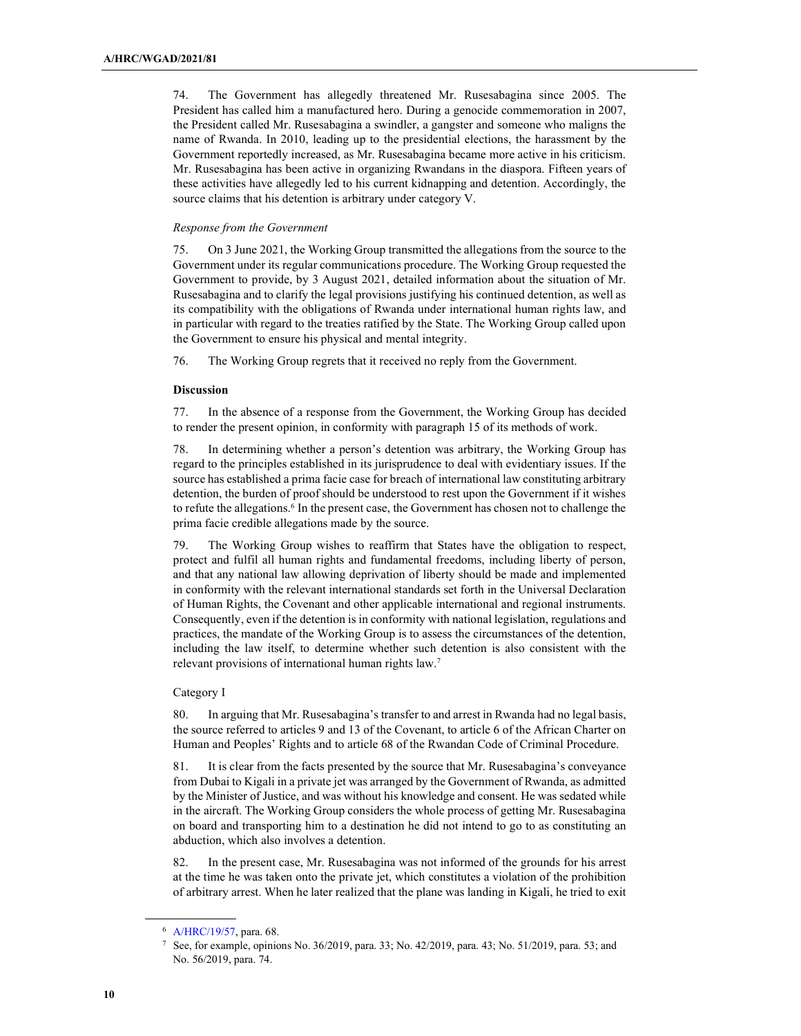74. The Government has allegedly threatened Mr. Rusesabagina since 2005. The President has called him a manufactured hero. During a genocide commemoration in 2007, the President called Mr. Rusesabagina a swindler, a gangster and someone who maligns the name of Rwanda. In 2010, leading up to the presidential elections, the harassment by the Government reportedly increased, as Mr. Rusesabagina became more active in his criticism. Mr. Rusesabagina has been active in organizing Rwandans in the diaspora. Fifteen years of these activities have allegedly led to his current kidnapping and detention. Accordingly, the source claims that his detention is arbitrary under category V.

*Response from the Government*

75. On 3 June 2021, the Working Group transmitted the allegations from the source to the Government under its regular communications procedure. The Working Group requested the Government to provide, by 3 August 2021, detailed information about the situation of Mr. Rusesabagina and to clarify the legal provisions justifying his continued detention, as well as its compatibility with the obligations of Rwanda under international human rights law, and in particular with regard to the treaties ratified by the State. The Working Group called upon the Government to ensure his physical and mental integrity.

76. The Working Group regrets that it received no reply from the Government.

**Discussion**

77. In the absence of a response from the Government, the Working Group has decided to render the present opinion, in conformity with paragraph 15 of its methods of work.

78. In determining whether a person's detention was arbitrary, the Working Group has regard to the principles established in its jurisprudence to deal with evidentiary issues. If the source has established a prima facie case for breach of international law constituting arbitrary detention, the burden of proof should be understood to rest upon the Government if it wishes to refute the allegations.[6] In the present case, the Government has chosen not to challenge the prima facie credible allegations made by the source.

79. The Working Group wishes to reaffirm that States have the obligation to respect, protect and fulfil all human rights and fundamental freedoms, including liberty of person, and that any national law allowing deprivation of liberty should be made and implemented in conformity with the relevant international standards set forth in the Universal Declaration of Human Rights, the Covenant and other applicable international and regional instruments. Consequently, even if the detention is in conformity with national legislation, regulations and practices, the mandate of the Working Group is to assess the circumstances of the detention, including the law itself, to determine whether such detention is also consistent with the relevant provisions of international human rights law.[7]

Category I

80. In arguing that Mr. Rusesabagina's transfer to and arrest in Rwanda had no legal basis, the source referred to articles 9 and 13 of the Covenant, to article 6 of the African Charter on Human and Peoples' Rights and to article 68 of the Rwandan Code of Criminal Procedure.

81. It is clear from the facts presented by the source that Mr. Rusesabagina's conveyance from Dubai to Kigali in a private jet was arranged by the Government of Rwanda, as admitted by the Minister of Justice, and was without his knowledge and consent. He was sedated while in the aircraft. The Working Group considers the whole process of getting Mr. Rusesabagina on board and transporting him to a destination he did not intend to go to as constituting an abduction, which also involves a detention.

82. In the present case, Mr. Rusesabagina was not informed of the grounds for his arrest at the time he was taken onto the private jet, which constitutes a violation of the prohibition of arbitrary arrest. When he later realized that the plane was landing in Kigali, he tried to exit

---

[6] A/HRC/19/57, para. 68.

[7] See, for example, opinions No. 36/2019, para. 33; No. 42/2019, para. 43; No. 51/2019, para. 53; and No. 56/2019, para. 74.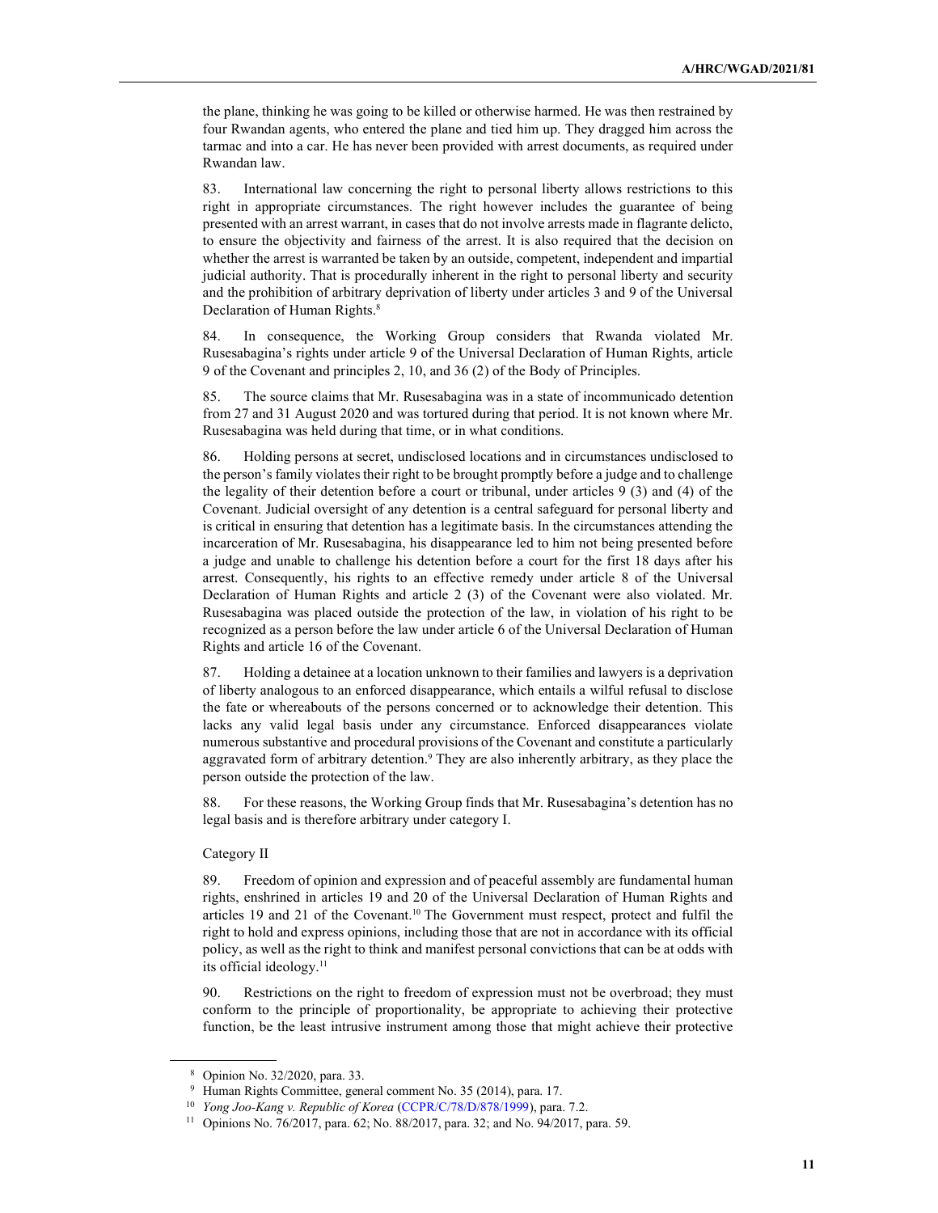the plane, thinking he was going to be killed or otherwise harmed. He was then restrained by four Rwandan agents, who entered the plane and tied him up. They dragged him across the tarmac and into a car. He has never been provided with arrest documents, as required under Rwandan law.

83. International law concerning the right to personal liberty allows restrictions to this right in appropriate circumstances. The right however includes the guarantee of being presented with an arrest warrant, in cases that do not involve arrests made in flagrante delicto, to ensure the objectivity and fairness of the arrest. It is also required that the decision on whether the arrest is warranted be taken by an outside, competent, independent and impartial judicial authority. That is procedurally inherent in the right to personal liberty and security and the prohibition of arbitrary deprivation of liberty under articles 3 and 9 of the Universal Declaration of Human Rights.[8]

84. In consequence, the Working Group considers that Rwanda violated Mr. Rusesabagina's rights under article 9 of the Universal Declaration of Human Rights, article 9 of the Covenant and principles 2, 10, and 36 (2) of the Body of Principles.

85. The source claims that Mr. Rusesabagina was in a state of incommunicado detention from 27 and 31 August 2020 and was tortured during that period. It is not known where Mr. Rusesabagina was held during that time, or in what conditions.

86. Holding persons at secret, undisclosed locations and in circumstances undisclosed to the person's family violates their right to be brought promptly before a judge and to challenge the legality of their detention before a court or tribunal, under articles 9 (3) and (4) of the Covenant. Judicial oversight of any detention is a central safeguard for personal liberty and is critical in ensuring that detention has a legitimate basis. In the circumstances attending the incarceration of Mr. Rusesabagina, his disappearance led to him not being presented before a judge and unable to challenge his detention before a court for the first 18 days after his arrest. Consequently, his rights to an effective remedy under article 8 of the Universal Declaration of Human Rights and article 2 (3) of the Covenant were also violated. Mr. Rusesabagina was placed outside the protection of the law, in violation of his right to be recognized as a person before the law under article 6 of the Universal Declaration of Human Rights and article 16 of the Covenant.

87. Holding a detainee at a location unknown to their families and lawyers is a deprivation of liberty analogous to an enforced disappearance, which entails a wilful refusal to disclose the fate or whereabouts of the persons concerned or to acknowledge their detention. This lacks any valid legal basis under any circumstance. Enforced disappearances violate numerous substantive and procedural provisions of the Covenant and constitute a particularly aggravated form of arbitrary detention.[9] They are also inherently arbitrary, as they place the person outside the protection of the law.

88. For these reasons, the Working Group finds that Mr. Rusesabagina's detention has no legal basis and is therefore arbitrary under category I.

Category II

89. Freedom of opinion and expression and of peaceful assembly are fundamental human rights, enshrined in articles 19 and 20 of the Universal Declaration of Human Rights and articles 19 and 21 of the Covenant.[10] The Government must respect, protect and fulfil the right to hold and express opinions, including those that are not in accordance with its official policy, as well as the right to think and manifest personal convictions that can be at odds with its official ideology.[11]

90. Restrictions on the right to freedom of expression must not be overbroad; they must conform to the principle of proportionality, be appropriate to achieving their protective function, be the least intrusive instrument among those that might achieve their protective

---

[8] Opinion No. 32/2020, para. 33.

[9] Human Rights Committee, general comment No. 35 (2014), para. 17.

[10] *Yong Joo-Kang v. Republic of Korea* (CCPR/C/78/D/878/1999), para. 7.2.

[11] Opinions No. 76/2017, para. 62; No. 88/2017, para. 32; and No. 94/2017, para. 59.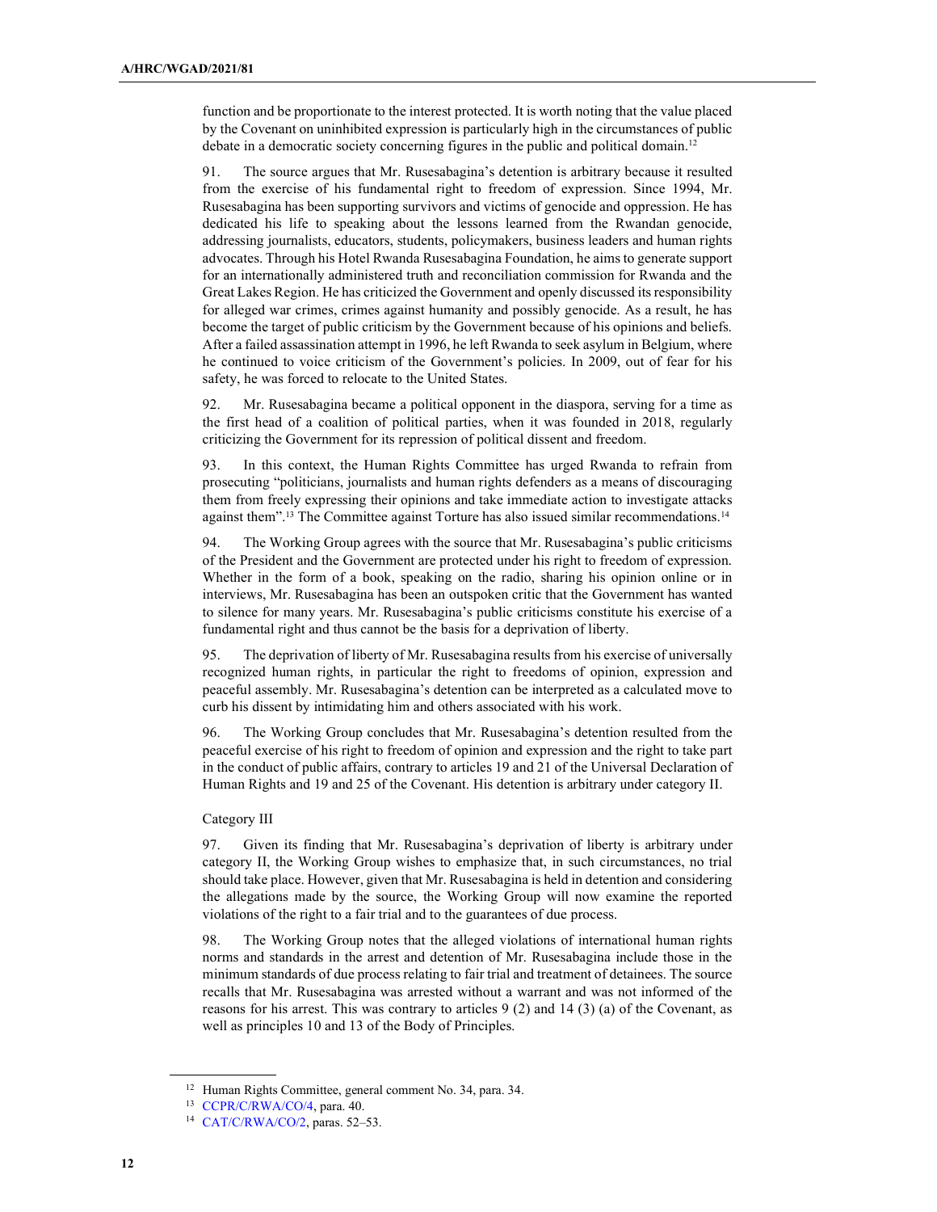function and be proportionate to the interest protected. It is worth noting that the value placed by the Covenant on uninhibited expression is particularly high in the circumstances of public debate in a democratic society concerning figures in the public and political domain.[12]

91. The source argues that Mr. Rusesabagina's detention is arbitrary because it resulted from the exercise of his fundamental right to freedom of expression. Since 1994, Mr. Rusesabagina has been supporting survivors and victims of genocide and oppression. He has dedicated his life to speaking about the lessons learned from the Rwandan genocide, addressing journalists, educators, students, policymakers, business leaders and human rights advocates. Through his Hotel Rwanda Rusesabagina Foundation, he aims to generate support for an internationally administered truth and reconciliation commission for Rwanda and the Great Lakes Region. He has criticized the Government and openly discussed its responsibility for alleged war crimes, crimes against humanity and possibly genocide. As a result, he has become the target of public criticism by the Government because of his opinions and beliefs. After a failed assassination attempt in 1996, he left Rwanda to seek asylum in Belgium, where he continued to voice criticism of the Government's policies. In 2009, out of fear for his safety, he was forced to relocate to the United States.

92. Mr. Rusesabagina became a political opponent in the diaspora, serving for a time as the first head of a coalition of political parties, when it was founded in 2018, regularly criticizing the Government for its repression of political dissent and freedom.

93. In this context, the Human Rights Committee has urged Rwanda to refrain from prosecuting "politicians, journalists and human rights defenders as a means of discouraging them from freely expressing their opinions and take immediate action to investigate attacks against them".[13] The Committee against Torture has also issued similar recommendations.[14]

94. The Working Group agrees with the source that Mr. Rusesabagina's public criticisms of the President and the Government are protected under his right to freedom of expression. Whether in the form of a book, speaking on the radio, sharing his opinion online or in interviews, Mr. Rusesabagina has been an outspoken critic that the Government has wanted to silence for many years. Mr. Rusesabagina's public criticisms constitute his exercise of a fundamental right and thus cannot be the basis for a deprivation of liberty.

95. The deprivation of liberty of Mr. Rusesabagina results from his exercise of universally recognized human rights, in particular the right to freedoms of opinion, expression and peaceful assembly. Mr. Rusesabagina's detention can be interpreted as a calculated move to curb his dissent by intimidating him and others associated with his work.

96. The Working Group concludes that Mr. Rusesabagina's detention resulted from the peaceful exercise of his right to freedom of opinion and expression and the right to take part in the conduct of public affairs, contrary to articles 19 and 21 of the Universal Declaration of Human Rights and 19 and 25 of the Covenant. His detention is arbitrary under category II.

Category III

97. Given its finding that Mr. Rusesabagina's deprivation of liberty is arbitrary under category II, the Working Group wishes to emphasize that, in such circumstances, no trial should take place. However, given that Mr. Rusesabagina is held in detention and considering the allegations made by the source, the Working Group will now examine the reported violations of the right to a fair trial and to the guarantees of due process.

98. The Working Group notes that the alleged violations of international human rights norms and standards in the arrest and detention of Mr. Rusesabagina include those in the minimum standards of due process relating to fair trial and treatment of detainees. The source recalls that Mr. Rusesabagina was arrested without a warrant and was not informed of the reasons for his arrest. This was contrary to articles 9 (2) and 14 (3) (a) of the Covenant, as well as principles 10 and 13 of the Body of Principles.

---

[12] Human Rights Committee, general comment No. 34, para. 34.

[13] CCPR/C/RWA/CO/4, para. 40.

[14] CAT/C/RWA/CO/2, paras. 52–53.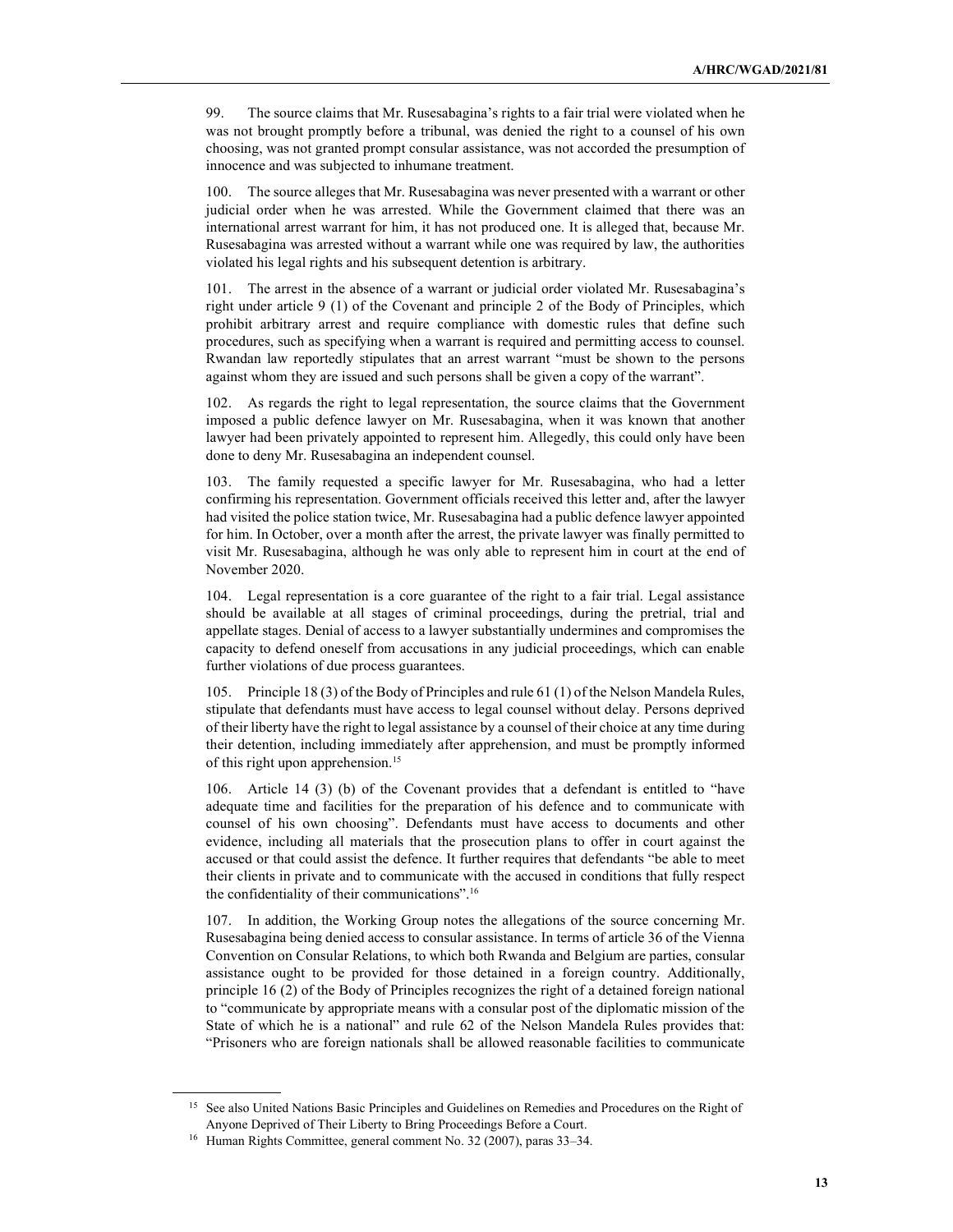99. The source claims that Mr. Rusesabagina's rights to a fair trial were violated when he was not brought promptly before a tribunal, was denied the right to a counsel of his own choosing, was not granted prompt consular assistance, was not accorded the presumption of innocence and was subjected to inhumane treatment.

100. The source alleges that Mr. Rusesabagina was never presented with a warrant or other judicial order when he was arrested. While the Government claimed that there was an international arrest warrant for him, it has not produced one. It is alleged that, because Mr. Rusesabagina was arrested without a warrant while one was required by law, the authorities violated his legal rights and his subsequent detention is arbitrary.

101. The arrest in the absence of a warrant or judicial order violated Mr. Rusesabagina's right under article 9 (1) of the Covenant and principle 2 of the Body of Principles, which prohibit arbitrary arrest and require compliance with domestic rules that define such procedures, such as specifying when a warrant is required and permitting access to counsel. Rwandan law reportedly stipulates that an arrest warrant "must be shown to the persons against whom they are issued and such persons shall be given a copy of the warrant".

102. As regards the right to legal representation, the source claims that the Government imposed a public defence lawyer on Mr. Rusesabagina, when it was known that another lawyer had been privately appointed to represent him. Allegedly, this could only have been done to deny Mr. Rusesabagina an independent counsel.

103. The family requested a specific lawyer for Mr. Rusesabagina, who had a letter confirming his representation. Government officials received this letter and, after the lawyer had visited the police station twice, Mr. Rusesabagina had a public defence lawyer appointed for him. In October, over a month after the arrest, the private lawyer was finally permitted to visit Mr. Rusesabagina, although he was only able to represent him in court at the end of November 2020.

104. Legal representation is a core guarantee of the right to a fair trial. Legal assistance should be available at all stages of criminal proceedings, during the pretrial, trial and appellate stages. Denial of access to a lawyer substantially undermines and compromises the capacity to defend oneself from accusations in any judicial proceedings, which can enable further violations of due process guarantees.

105. Principle 18 (3) of the Body of Principles and rule 61 (1) of the Nelson Mandela Rules, stipulate that defendants must have access to legal counsel without delay. Persons deprived of their liberty have the right to legal assistance by a counsel of their choice at any time during their detention, including immediately after apprehension, and must be promptly informed of this right upon apprehension.[15]

106. Article 14 (3) (b) of the Covenant provides that a defendant is entitled to "have adequate time and facilities for the preparation of his defence and to communicate with counsel of his own choosing". Defendants must have access to documents and other evidence, including all materials that the prosecution plans to offer in court against the accused or that could assist the defence. It further requires that defendants "be able to meet their clients in private and to communicate with the accused in conditions that fully respect the confidentiality of their communications".[16]

107. In addition, the Working Group notes the allegations of the source concerning Mr. Rusesabagina being denied access to consular assistance. In terms of article 36 of the Vienna Convention on Consular Relations, to which both Rwanda and Belgium are parties, consular assistance ought to be provided for those detained in a foreign country. Additionally, principle 16 (2) of the Body of Principles recognizes the right of a detained foreign national to "communicate by appropriate means with a consular post of the diplomatic mission of the State of which he is a national" and rule 62 of the Nelson Mandela Rules provides that: "Prisoners who are foreign nationals shall be allowed reasonable facilities to communicate

---

[15] See also United Nations Basic Principles and Guidelines on Remedies and Procedures on the Right of Anyone Deprived of Their Liberty to Bring Proceedings Before a Court.

[16] Human Rights Committee, general comment No. 32 (2007), paras 33–34.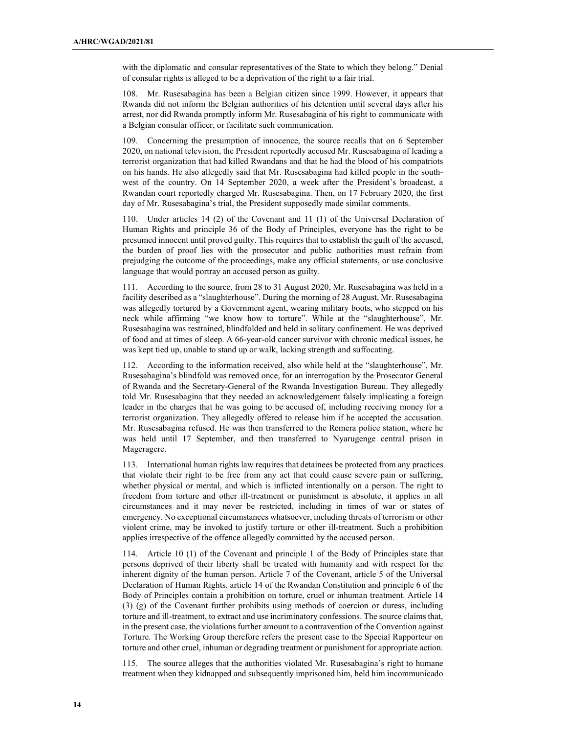with the diplomatic and consular representatives of the State to which they belong." Denial of consular rights is alleged to be a deprivation of the right to a fair trial.

108. Mr. Rusesabagina has been a Belgian citizen since 1999. However, it appears that Rwanda did not inform the Belgian authorities of his detention until several days after his arrest, nor did Rwanda promptly inform Mr. Rusesabagina of his right to communicate with a Belgian consular officer, or facilitate such communication.

109. Concerning the presumption of innocence, the source recalls that on 6 September 2020, on national television, the President reportedly accused Mr. Rusesabagina of leading a terrorist organization that had killed Rwandans and that he had the blood of his compatriots on his hands. He also allegedly said that Mr. Rusesabagina had killed people in the south-west of the country. On 14 September 2020, a week after the President's broadcast, a Rwandan court reportedly charged Mr. Rusesabagina. Then, on 17 February 2020, the first day of Mr. Rusesabagina's trial, the President supposedly made similar comments.

110. Under articles 14 (2) of the Covenant and 11 (1) of the Universal Declaration of Human Rights and principle 36 of the Body of Principles, everyone has the right to be presumed innocent until proved guilty. This requires that to establish the guilt of the accused, the burden of proof lies with the prosecutor and public authorities must refrain from prejudging the outcome of the proceedings, make any official statements, or use conclusive language that would portray an accused person as guilty.

111. According to the source, from 28 to 31 August 2020, Mr. Rusesabagina was held in a facility described as a "slaughterhouse". During the morning of 28 August, Mr. Rusesabagina was allegedly tortured by a Government agent, wearing military boots, who stepped on his neck while affirming "we know how to torture". While at the "slaughterhouse", Mr. Rusesabagina was restrained, blindfolded and held in solitary confinement. He was deprived of food and at times of sleep. A 66-year-old cancer survivor with chronic medical issues, he was kept tied up, unable to stand up or walk, lacking strength and suffocating.

112. According to the information received, also while held at the "slaughterhouse", Mr. Rusesabagina's blindfold was removed once, for an interrogation by the Prosecutor General of Rwanda and the Secretary-General of the Rwanda Investigation Bureau. They allegedly told Mr. Rusesabagina that they needed an acknowledgement falsely implicating a foreign leader in the charges that he was going to be accused of, including receiving money for a terrorist organization. They allegedly offered to release him if he accepted the accusation. Mr. Rusesabagina refused. He was then transferred to the Remera police station, where he was held until 17 September, and then transferred to Nyarugenge central prison in Mageragere.

113. International human rights law requires that detainees be protected from any practices that violate their right to be free from any act that could cause severe pain or suffering, whether physical or mental, and which is inflicted intentionally on a person. The right to freedom from torture and other ill-treatment or punishment is absolute, it applies in all circumstances and it may never be restricted, including in times of war or states of emergency. No exceptional circumstances whatsoever, including threats of terrorism or other violent crime, may be invoked to justify torture or other ill-treatment. Such a prohibition applies irrespective of the offence allegedly committed by the accused person.

114. Article 10 (1) of the Covenant and principle 1 of the Body of Principles state that persons deprived of their liberty shall be treated with humanity and with respect for the inherent dignity of the human person. Article 7 of the Covenant, article 5 of the Universal Declaration of Human Rights, article 14 of the Rwandan Constitution and principle 6 of the Body of Principles contain a prohibition on torture, cruel or inhuman treatment. Article 14 (3) (g) of the Covenant further prohibits using methods of coercion or duress, including torture and ill-treatment, to extract and use incriminatory confessions. The source claims that, in the present case, the violations further amount to a contravention of the Convention against Torture. The Working Group therefore refers the present case to the Special Rapporteur on torture and other cruel, inhuman or degrading treatment or punishment for appropriate action.

115. The source alleges that the authorities violated Mr. Rusesabagina's right to humane treatment when they kidnapped and subsequently imprisoned him, held him incommunicado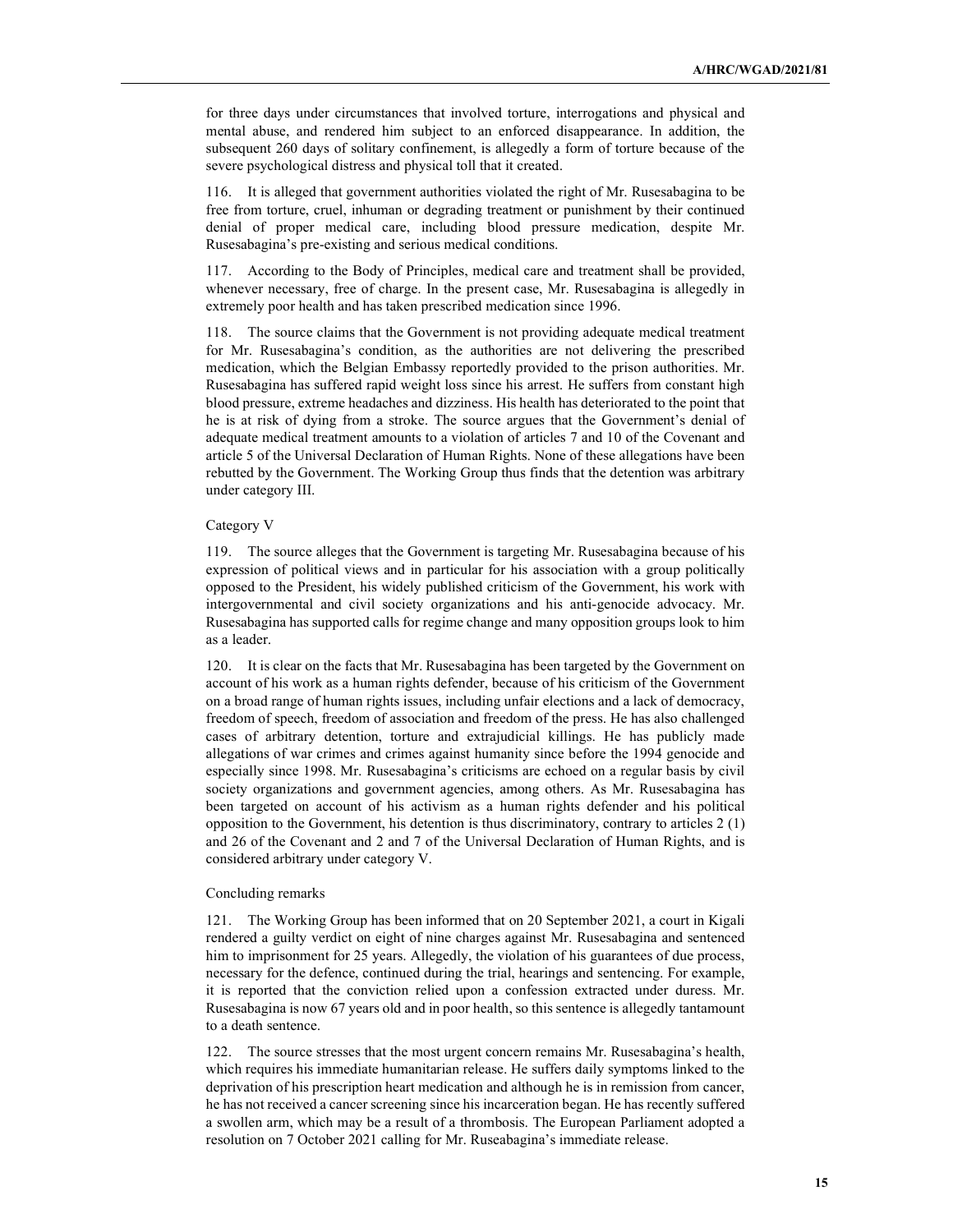for three days under circumstances that involved torture, interrogations and physical and mental abuse, and rendered him subject to an enforced disappearance. In addition, the subsequent 260 days of solitary confinement, is allegedly a form of torture because of the severe psychological distress and physical toll that it created.

116. It is alleged that government authorities violated the right of Mr. Rusesabagina to be free from torture, cruel, inhuman or degrading treatment or punishment by their continued denial of proper medical care, including blood pressure medication, despite Mr. Rusesabagina's pre-existing and serious medical conditions.

117. According to the Body of Principles, medical care and treatment shall be provided, whenever necessary, free of charge. In the present case, Mr. Rusesabagina is allegedly in extremely poor health and has taken prescribed medication since 1996.

118. The source claims that the Government is not providing adequate medical treatment for Mr. Rusesabagina's condition, as the authorities are not delivering the prescribed medication, which the Belgian Embassy reportedly provided to the prison authorities. Mr. Rusesabagina has suffered rapid weight loss since his arrest. He suffers from constant high blood pressure, extreme headaches and dizziness. His health has deteriorated to the point that he is at risk of dying from a stroke. The source argues that the Government's denial of adequate medical treatment amounts to a violation of articles 7 and 10 of the Covenant and article 5 of the Universal Declaration of Human Rights. None of these allegations have been rebutted by the Government. The Working Group thus finds that the detention was arbitrary under category III.

Category V

119. The source alleges that the Government is targeting Mr. Rusesabagina because of his expression of political views and in particular for his association with a group politically opposed to the President, his widely published criticism of the Government, his work with intergovernmental and civil society organizations and his anti-genocide advocacy. Mr. Rusesabagina has supported calls for regime change and many opposition groups look to him as a leader.

120. It is clear on the facts that Mr. Rusesabagina has been targeted by the Government on account of his work as a human rights defender, because of his criticism of the Government on a broad range of human rights issues, including unfair elections and a lack of democracy, freedom of speech, freedom of association and freedom of the press. He has also challenged cases of arbitrary detention, torture and extrajudicial killings. He has publicly made allegations of war crimes and crimes against humanity since before the 1994 genocide and especially since 1998. Mr. Rusesabagina's criticisms are echoed on a regular basis by civil society organizations and government agencies, among others. As Mr. Rusesabagina has been targeted on account of his activism as a human rights defender and his political opposition to the Government, his detention is thus discriminatory, contrary to articles 2 (1) and 26 of the Covenant and 2 and 7 of the Universal Declaration of Human Rights, and is considered arbitrary under category V.

Concluding remarks

121. The Working Group has been informed that on 20 September 2021, a court in Kigali rendered a guilty verdict on eight of nine charges against Mr. Rusesabagina and sentenced him to imprisonment for 25 years. Allegedly, the violation of his guarantees of due process, necessary for the defence, continued during the trial, hearings and sentencing. For example, it is reported that the conviction relied upon a confession extracted under duress. Mr. Rusesabagina is now 67 years old and in poor health, so this sentence is allegedly tantamount to a death sentence.

122. The source stresses that the most urgent concern remains Mr. Rusesabagina's health, which requires his immediate humanitarian release. He suffers daily symptoms linked to the deprivation of his prescription heart medication and although he is in remission from cancer, he has not received a cancer screening since his incarceration began. He has recently suffered a swollen arm, which may be a result of a thrombosis. The European Parliament adopted a resolution on 7 October 2021 calling for Mr. Ruseabagina's immediate release.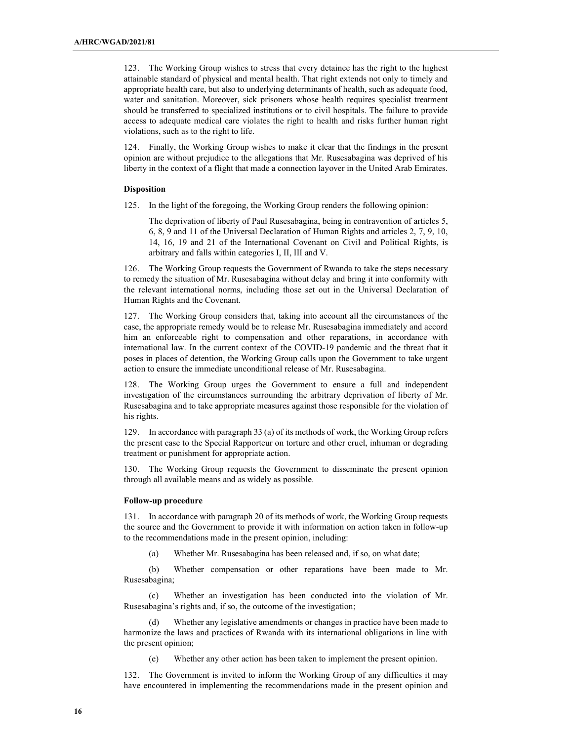123. The Working Group wishes to stress that every detainee has the right to the highest attainable standard of physical and mental health. That right extends not only to timely and appropriate health care, but also to underlying determinants of health, such as adequate food, water and sanitation. Moreover, sick prisoners whose health requires specialist treatment should be transferred to specialized institutions or to civil hospitals. The failure to provide access to adequate medical care violates the right to health and risks further human right violations, such as to the right to life.

124. Finally, the Working Group wishes to make it clear that the findings in the present opinion are without prejudice to the allegations that Mr. Rusesabagina was deprived of his liberty in the context of a flight that made a connection layover in the United Arab Emirates.

### Disposition

125. In the light of the foregoing, the Working Group renders the following opinion:

> The deprivation of liberty of Paul Rusesabagina, being in contravention of articles 5, 6, 8, 9 and 11 of the Universal Declaration of Human Rights and articles 2, 7, 9, 10, 14, 16, 19 and 21 of the International Covenant on Civil and Political Rights, is arbitrary and falls within categories I, II, III and V.

126. The Working Group requests the Government of Rwanda to take the steps necessary to remedy the situation of Mr. Rusesabagina without delay and bring it into conformity with the relevant international norms, including those set out in the Universal Declaration of Human Rights and the Covenant.

127. The Working Group considers that, taking into account all the circumstances of the case, the appropriate remedy would be to release Mr. Rusesabagina immediately and accord him an enforceable right to compensation and other reparations, in accordance with international law. In the current context of the COVID-19 pandemic and the threat that it poses in places of detention, the Working Group calls upon the Government to take urgent action to ensure the immediate unconditional release of Mr. Rusesabagina.

128. The Working Group urges the Government to ensure a full and independent investigation of the circumstances surrounding the arbitrary deprivation of liberty of Mr. Rusesabagina and to take appropriate measures against those responsible for the violation of his rights.

129. In accordance with paragraph 33 (a) of its methods of work, the Working Group refers the present case to the Special Rapporteur on torture and other cruel, inhuman or degrading treatment or punishment for appropriate action.

130. The Working Group requests the Government to disseminate the present opinion through all available means and as widely as possible.

### Follow-up procedure

131. In accordance with paragraph 20 of its methods of work, the Working Group requests the source and the Government to provide it with information on action taken in follow-up to the recommendations made in the present opinion, including:

(a) Whether Mr. Rusesabagina has been released and, if so, on what date;

(b) Whether compensation or other reparations have been made to Mr. Rusesabagina;

(c) Whether an investigation has been conducted into the violation of Mr. Rusesabagina's rights and, if so, the outcome of the investigation;

(d) Whether any legislative amendments or changes in practice have been made to harmonize the laws and practices of Rwanda with its international obligations in line with the present opinion;

(e) Whether any other action has been taken to implement the present opinion.

132. The Government is invited to inform the Working Group of any difficulties it may have encountered in implementing the recommendations made in the present opinion and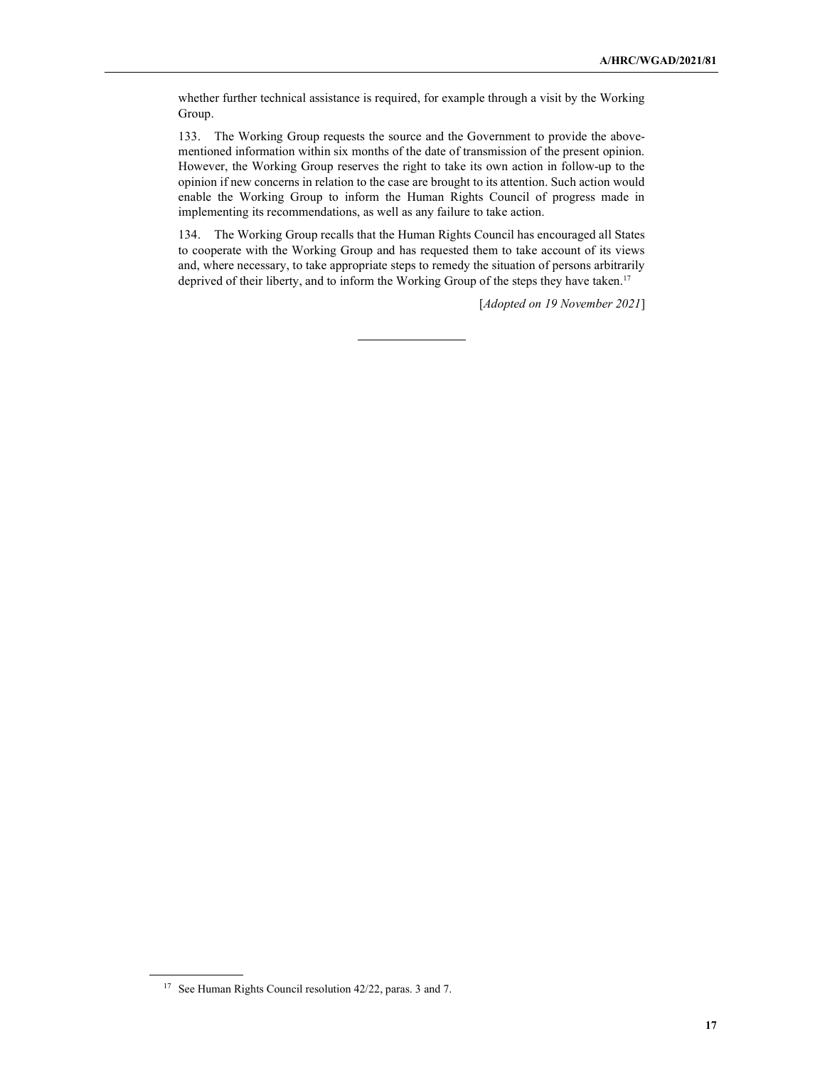whether further technical assistance is required, for example through a visit by the Working Group.

133. The Working Group requests the source and the Government to provide the above-mentioned information within six months of the date of transmission of the present opinion. However, the Working Group reserves the right to take its own action in follow-up to the opinion if new concerns in relation to the case are brought to its attention. Such action would enable the Working Group to inform the Human Rights Council of progress made in implementing its recommendations, as well as any failure to take action.

134. The Working Group recalls that the Human Rights Council has encouraged all States to cooperate with the Working Group and has requested them to take account of its views and, where necessary, to take appropriate steps to remedy the situation of persons arbitrarily deprived of their liberty, and to inform the Working Group of the steps they have taken.[17]

[*Adopted on 19 November 2021*]

---

[17] See Human Rights Council resolution 42/22, paras. 3 and 7.